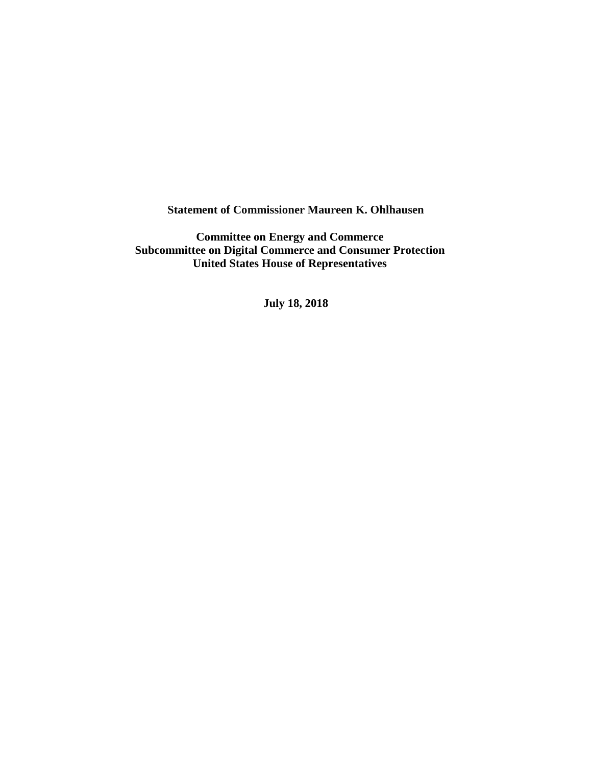**Statement of Commissioner Maureen K. Ohlhausen**

**Committee on Energy and Commerce**
**Subcommittee on Digital Commerce and Consumer Protection**
**United States House of Representatives**

**July 18, 2018**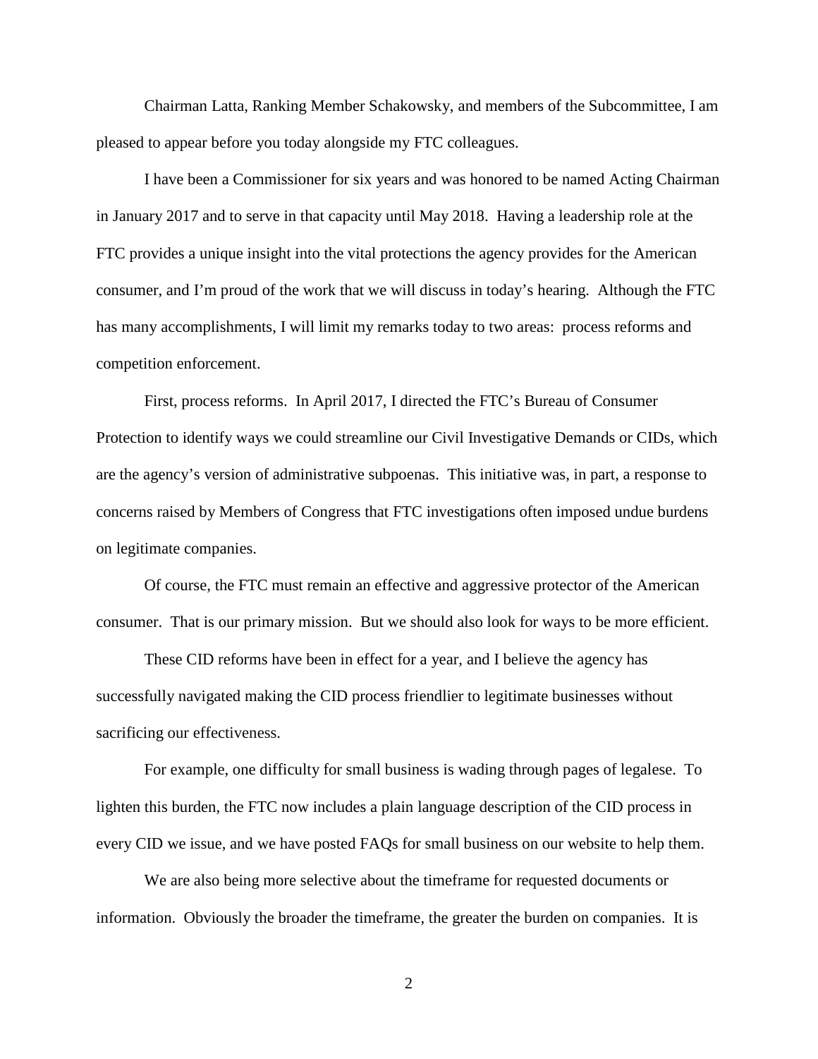Chairman Latta, Ranking Member Schakowsky, and members of the Subcommittee, I am pleased to appear before you today alongside my FTC colleagues.

I have been a Commissioner for six years and was honored to be named Acting Chairman in January 2017 and to serve in that capacity until May 2018. Having a leadership role at the FTC provides a unique insight into the vital protections the agency provides for the American consumer, and I'm proud of the work that we will discuss in today's hearing. Although the FTC has many accomplishments, I will limit my remarks today to two areas: process reforms and competition enforcement.

First, process reforms. In April 2017, I directed the FTC's Bureau of Consumer Protection to identify ways we could streamline our Civil Investigative Demands or CIDs, which are the agency's version of administrative subpoenas. This initiative was, in part, a response to concerns raised by Members of Congress that FTC investigations often imposed undue burdens on legitimate companies.

Of course, the FTC must remain an effective and aggressive protector of the American consumer. That is our primary mission. But we should also look for ways to be more efficient.

These CID reforms have been in effect for a year, and I believe the agency has successfully navigated making the CID process friendlier to legitimate businesses without sacrificing our effectiveness.

For example, one difficulty for small business is wading through pages of legalese. To lighten this burden, the FTC now includes a plain language description of the CID process in every CID we issue, and we have posted FAQs for small business on our website to help them.

We are also being more selective about the timeframe for requested documents or information. Obviously the broader the timeframe, the greater the burden on companies. It is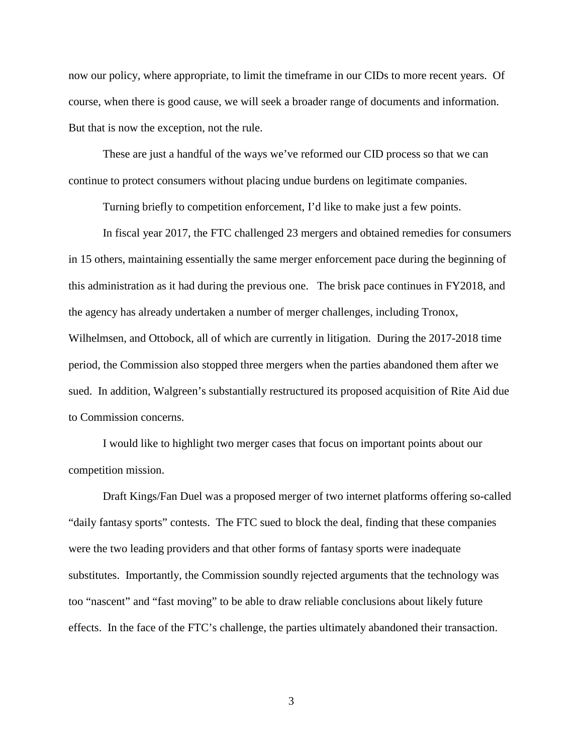now our policy, where appropriate, to limit the timeframe in our CIDs to more recent years. Of course, when there is good cause, we will seek a broader range of documents and information. But that is now the exception, not the rule.

These are just a handful of the ways we've reformed our CID process so that we can continue to protect consumers without placing undue burdens on legitimate companies.

Turning briefly to competition enforcement, I'd like to make just a few points.

In fiscal year 2017, the FTC challenged 23 mergers and obtained remedies for consumers in 15 others, maintaining essentially the same merger enforcement pace during the beginning of this administration as it had during the previous one. The brisk pace continues in FY2018, and the agency has already undertaken a number of merger challenges, including Tronox, Wilhelmsen, and Ottobock, all of which are currently in litigation. During the 2017-2018 time period, the Commission also stopped three mergers when the parties abandoned them after we sued. In addition, Walgreen's substantially restructured its proposed acquisition of Rite Aid due to Commission concerns.

I would like to highlight two merger cases that focus on important points about our competition mission.

Draft Kings/Fan Duel was a proposed merger of two internet platforms offering so-called "daily fantasy sports" contests. The FTC sued to block the deal, finding that these companies were the two leading providers and that other forms of fantasy sports were inadequate substitutes. Importantly, the Commission soundly rejected arguments that the technology was too "nascent" and "fast moving" to be able to draw reliable conclusions about likely future effects. In the face of the FTC's challenge, the parties ultimately abandoned their transaction.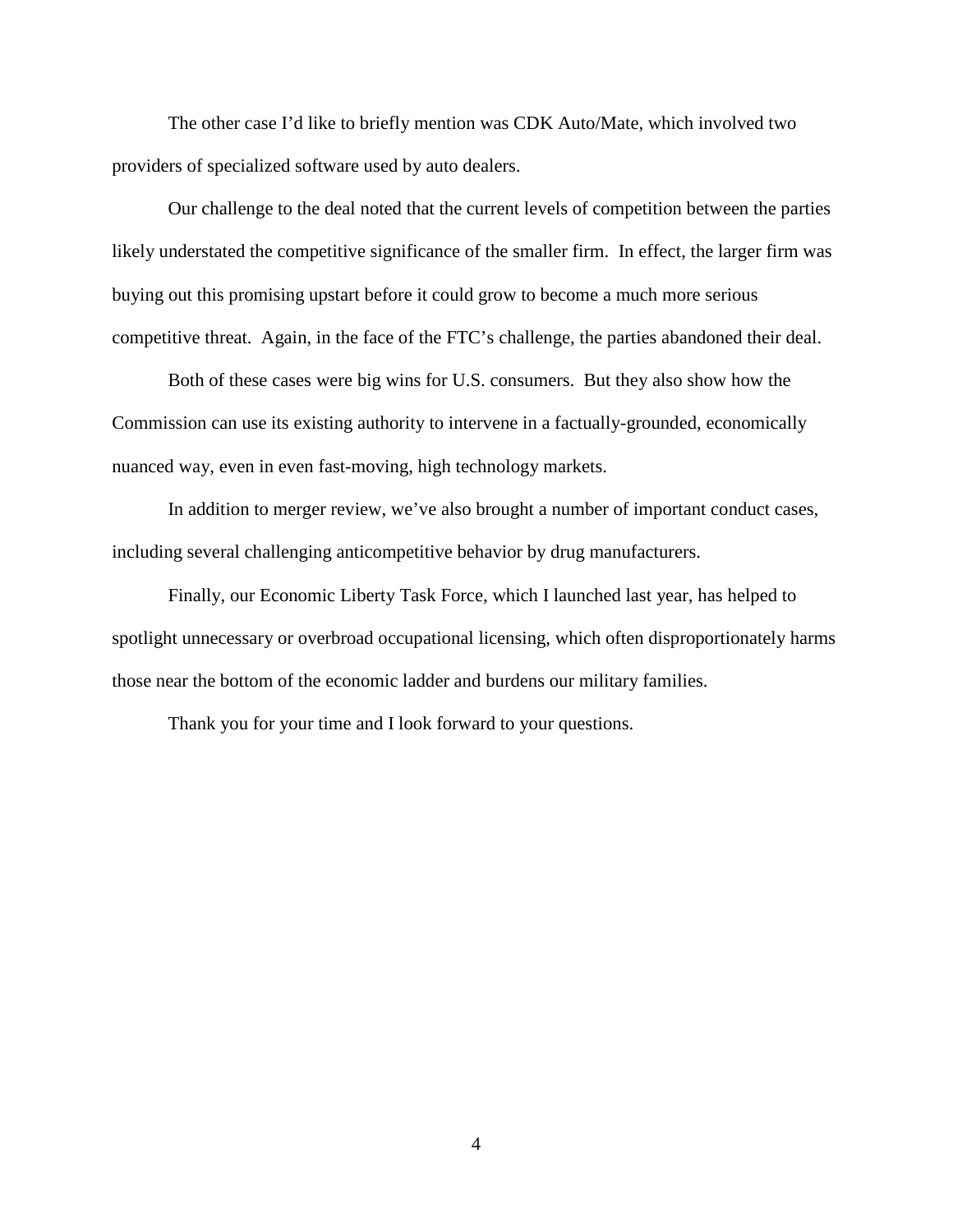The other case I'd like to briefly mention was CDK Auto/Mate, which involved two providers of specialized software used by auto dealers.

Our challenge to the deal noted that the current levels of competition between the parties likely understated the competitive significance of the smaller firm. In effect, the larger firm was buying out this promising upstart before it could grow to become a much more serious competitive threat. Again, in the face of the FTC's challenge, the parties abandoned their deal.

Both of these cases were big wins for U.S. consumers. But they also show how the Commission can use its existing authority to intervene in a factually-grounded, economically nuanced way, even in even fast-moving, high technology markets.

In addition to merger review, we've also brought a number of important conduct cases, including several challenging anticompetitive behavior by drug manufacturers.

Finally, our Economic Liberty Task Force, which I launched last year, has helped to spotlight unnecessary or overbroad occupational licensing, which often disproportionately harms those near the bottom of the economic ladder and burdens our military families.

Thank you for your time and I look forward to your questions.